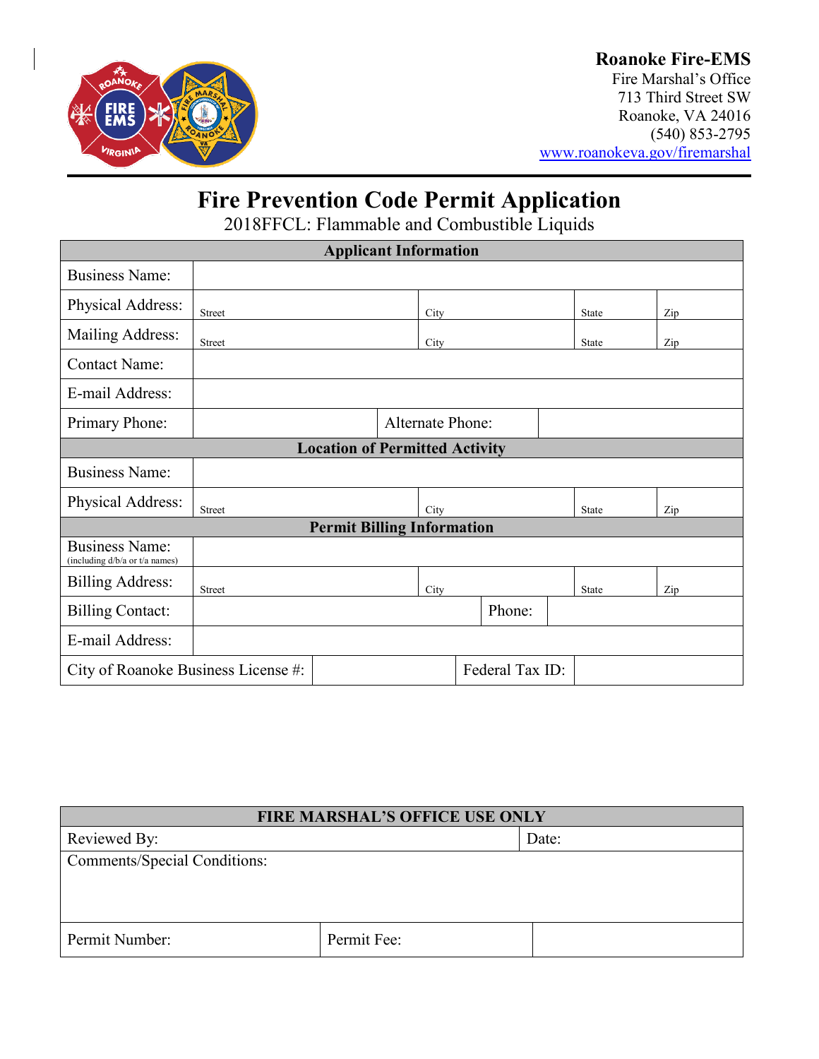**Roanoke Fire-EMS**
Fire Marshal's Office
713 Third Street SW
Roanoke, VA 24016
(540) 853-2795
www.roanokeva.gov/firemarshal

# Fire Prevention Code Permit Application

## 2018FFCL: Flammable and Combustible Liquids

| Applicant Information | | | | |
|---|---|---|---|---|
| Business Name: | | | | |
| Physical Address: | Street | City | State | Zip |
| Mailing Address: | Street | City | State | Zip |
| Contact Name: | | | | |
| E-mail Address: | | | | |
| Primary Phone: | | Alternate Phone: | | |
| **Location of Permitted Activity** | | | | |
| Business Name: | | | | |
| Physical Address: | Street | City | State | Zip |
| **Permit Billing Information** | | | | |
| Business Name: (including d/b/a or t/a names) | | | | |
| Billing Address: | Street | City | State | Zip |
| Billing Contact: | | Phone: | | |
| E-mail Address: | | | | |
| City of Roanoke Business License #: | | Federal Tax ID: | | |

| FIRE MARSHAL'S OFFICE USE ONLY | | |
|---|---|---|
| Reviewed By: | Date: | |
| Comments/Special Conditions: | | |
| Permit Number: | Permit Fee: | |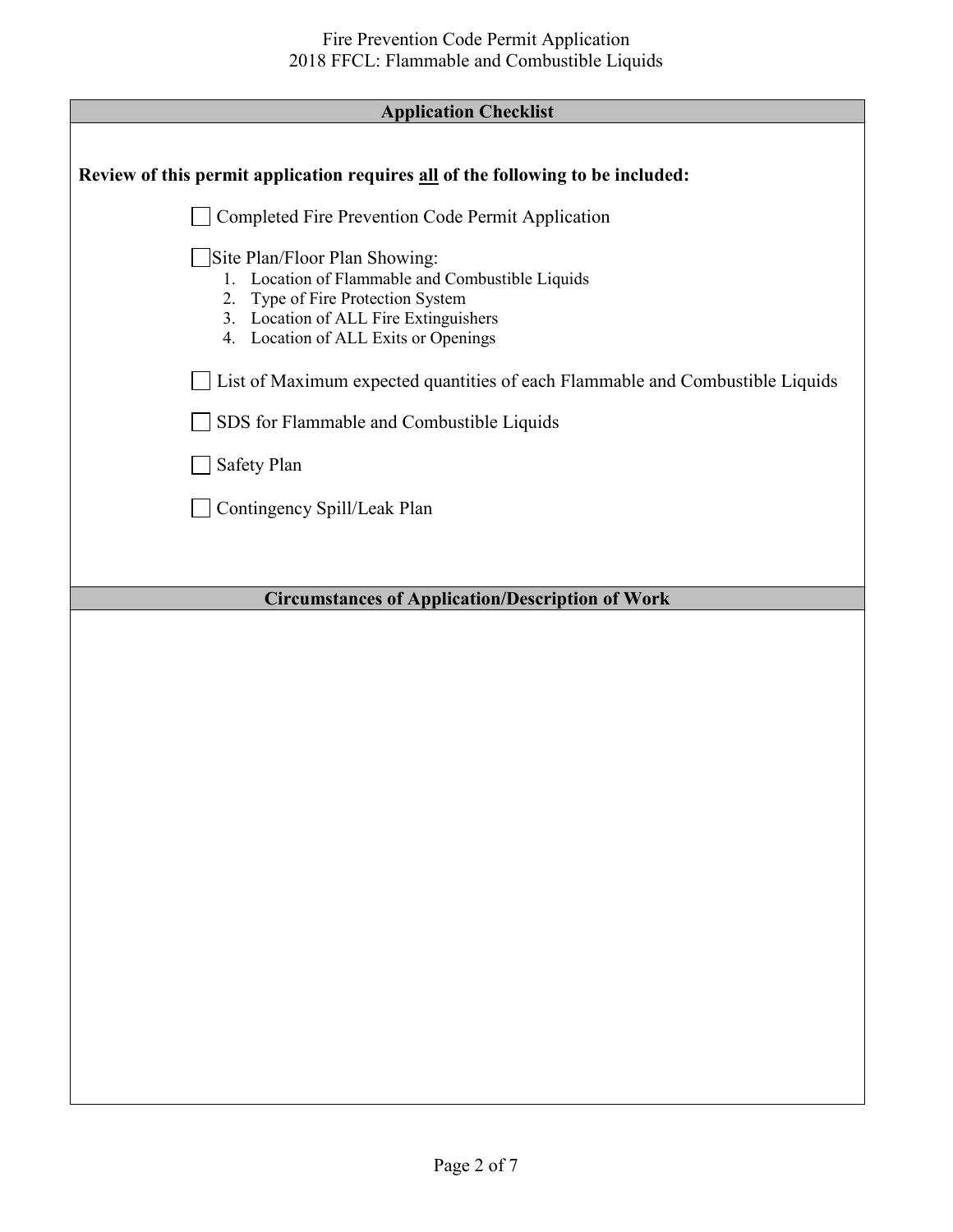## Application Checklist

**Review of this permit application requires all of the following to be included:**

- [ ] Completed Fire Prevention Code Permit Application
- [ ] Site Plan/Floor Plan Showing:
  1. Location of Flammable and Combustible Liquids
  2. Type of Fire Protection System
  3. Location of ALL Fire Extinguishers
  4. Location of ALL Exits or Openings
- [ ] List of Maximum expected quantities of each Flammable and Combustible Liquids
- [ ] SDS for Flammable and Combustible Liquids
- [ ] Safety Plan
- [ ] Contingency Spill/Leak Plan

## Circumstances of Application/Description of Work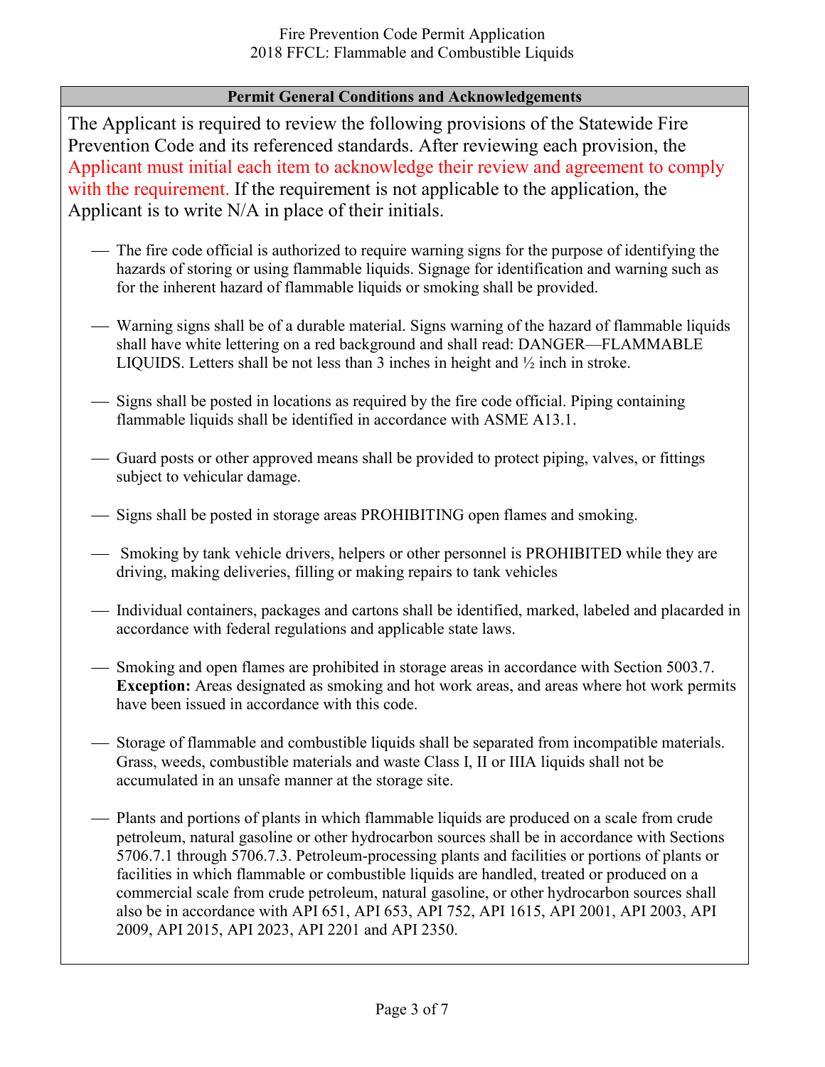## Permit General Conditions and Acknowledgements

The Applicant is required to review the following provisions of the Statewide Fire Prevention Code and its referenced standards. After reviewing each provision, the Applicant must initial each item to acknowledge their review and agreement to comply with the requirement. If the requirement is not applicable to the application, the Applicant is to write N/A in place of their initials.

- ___ The fire code official is authorized to require warning signs for the purpose of identifying the hazards of storing or using flammable liquids. Signage for identification and warning such as for the inherent hazard of flammable liquids or smoking shall be provided.
- ___ Warning signs shall be of a durable material. Signs warning of the hazard of flammable liquids shall have white lettering on a red background and shall read: DANGER—FLAMMABLE LIQUIDS. Letters shall be not less than 3 inches in height and ½ inch in stroke.
- ___ Signs shall be posted in locations as required by the fire code official. Piping containing flammable liquids shall be identified in accordance with ASME A13.1.
- ___ Guard posts or other approved means shall be provided to protect piping, valves, or fittings subject to vehicular damage.
- ___ Signs shall be posted in storage areas PROHIBITING open flames and smoking.
- ___ Smoking by tank vehicle drivers, helpers or other personnel is PROHIBITED while they are driving, making deliveries, filling or making repairs to tank vehicles
- ___ Individual containers, packages and cartons shall be identified, marked, labeled and placarded in accordance with federal regulations and applicable state laws.
- ___ Smoking and open flames are prohibited in storage areas in accordance with Section 5003.7. **Exception:** Areas designated as smoking and hot work areas, and areas where hot work permits have been issued in accordance with this code.
- ___ Storage of flammable and combustible liquids shall be separated from incompatible materials. Grass, weeds, combustible materials and waste Class I, II or IIIA liquids shall not be accumulated in an unsafe manner at the storage site.
- ___ Plants and portions of plants in which flammable liquids are produced on a scale from crude petroleum, natural gasoline or other hydrocarbon sources shall be in accordance with Sections 5706.7.1 through 5706.7.3. Petroleum-processing plants and facilities or portions of plants or facilities in which flammable or combustible liquids are handled, treated or produced on a commercial scale from crude petroleum, natural gasoline, or other hydrocarbon sources shall also be in accordance with API 651, API 653, API 752, API 1615, API 2001, API 2003, API 2009, API 2015, API 2023, API 2201 and API 2350.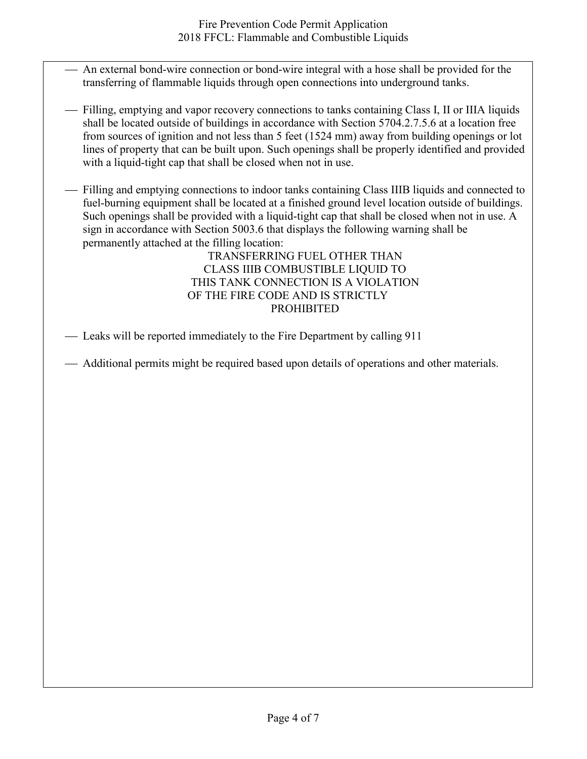- An external bond-wire connection or bond-wire integral with a hose shall be provided for the transferring of flammable liquids through open connections into underground tanks.

- Filling, emptying and vapor recovery connections to tanks containing Class I, II or IIIA liquids shall be located outside of buildings in accordance with Section 5704.2.7.5.6 at a location free from sources of ignition and not less than 5 feet (1524 mm) away from building openings or lot lines of property that can be built upon. Such openings shall be properly identified and provided with a liquid-tight cap that shall be closed when not in use.

- Filling and emptying connections to indoor tanks containing Class IIIB liquids and connected to fuel-burning equipment shall be located at a finished ground level location outside of buildings. Such openings shall be provided with a liquid-tight cap that shall be closed when not in use. A sign in accordance with Section 5003.6 that displays the following warning shall be permanently attached at the filling location:

  TRANSFERRING FUEL OTHER THAN
  CLASS IIIB COMBUSTIBLE LIQUID TO
  THIS TANK CONNECTION IS A VIOLATION
  OF THE FIRE CODE AND IS STRICTLY
  PROHIBITED

- Leaks will be reported immediately to the Fire Department by calling 911

- Additional permits might be required based upon details of operations and other materials.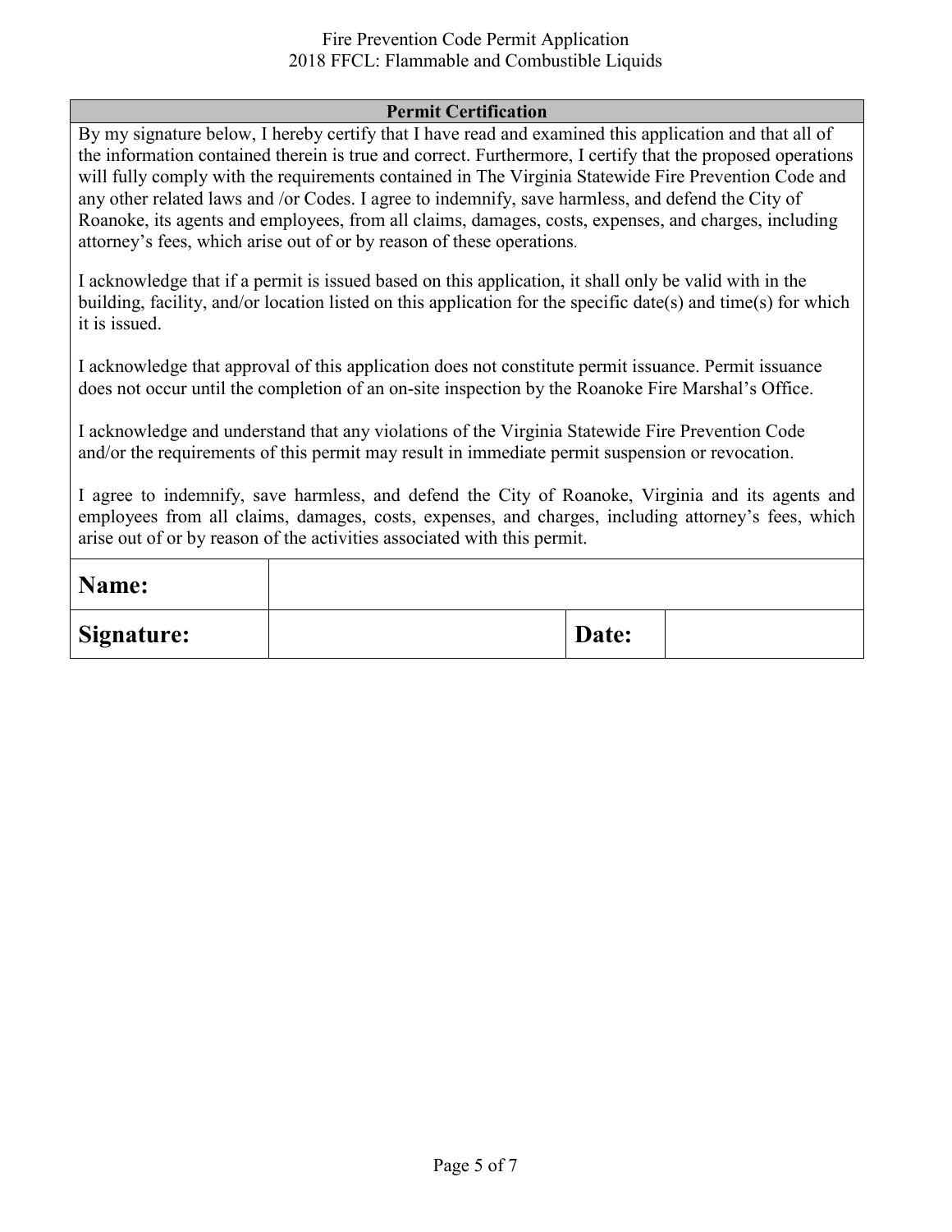## Permit Certification

By my signature below, I hereby certify that I have read and examined this application and that all of the information contained therein is true and correct. Furthermore, I certify that the proposed operations will fully comply with the requirements contained in The Virginia Statewide Fire Prevention Code and any other related laws and /or Codes. I agree to indemnify, save harmless, and defend the City of Roanoke, its agents and employees, from all claims, damages, costs, expenses, and charges, including attorney's fees, which arise out of or by reason of these operations.

I acknowledge that if a permit is issued based on this application, it shall only be valid with in the building, facility, and/or location listed on this application for the specific date(s) and time(s) for which it is issued.

I acknowledge that approval of this application does not constitute permit issuance. Permit issuance does not occur until the completion of an on-site inspection by the Roanoke Fire Marshal's Office.

I acknowledge and understand that any violations of the Virginia Statewide Fire Prevention Code and/or the requirements of this permit may result in immediate permit suspension or revocation.

I agree to indemnify, save harmless, and defend the City of Roanoke, Virginia and its agents and employees from all claims, damages, costs, expenses, and charges, including attorney's fees, which arise out of or by reason of the activities associated with this permit.

| **Name:** | | | |
|---|---|---|---|
| **Signature:** | | **Date:** | |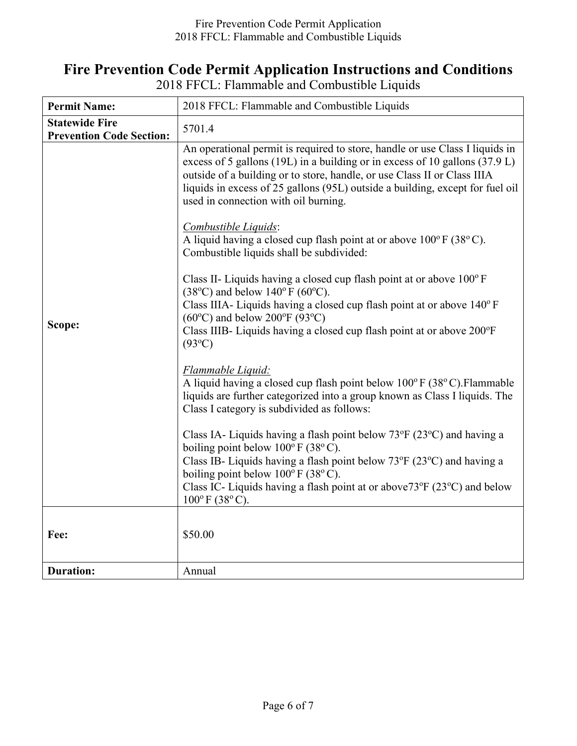# Fire Prevention Code Permit Application Instructions and Conditions

2018 FFCL: Flammable and Combustible Liquids

| **Permit Name:** | 2018 FFCL: Flammable and Combustible Liquids |
|---|---|
| **Statewide Fire Prevention Code Section:** | 5701.4 |
| **Scope:** | An operational permit is required to store, handle or use Class I liquids in excess of 5 gallons (19L) in a building or in excess of 10 gallons (37.9 L) outside of a building or to store, handle, or use Class II or Class IIIA liquids in excess of 25 gallons (95L) outside a building, except for fuel oil used in connection with oil burning.<br><br>*Combustible Liquids*:<br>A liquid having a closed cup flash point at or above 100° F (38° C). Combustible liquids shall be subdivided:<br><br>Class II- Liquids having a closed cup flash point at or above 100° F (38°C) and below 140° F (60°C).<br>Class IIIA- Liquids having a closed cup flash point at or above 140° F (60°C) and below 200°F (93°C)<br>Class IIIB- Liquids having a closed cup flash point at or above 200°F (93°C)<br><br>*Flammable Liquid:*<br>A liquid having a closed cup flash point below 100° F (38° C).Flammable liquids are further categorized into a group known as Class I liquids. The Class I category is subdivided as follows:<br><br>Class IA- Liquids having a flash point below 73°F (23°C) and having a boiling point below 100° F (38° C).<br>Class IB- Liquids having a flash point below 73°F (23°C) and having a boiling point below 100° F (38° C).<br>Class IC- Liquids having a flash point at or above73°F (23°C) and below 100° F (38° C). |
| **Fee:** | $50.00 |
| **Duration:** | Annual |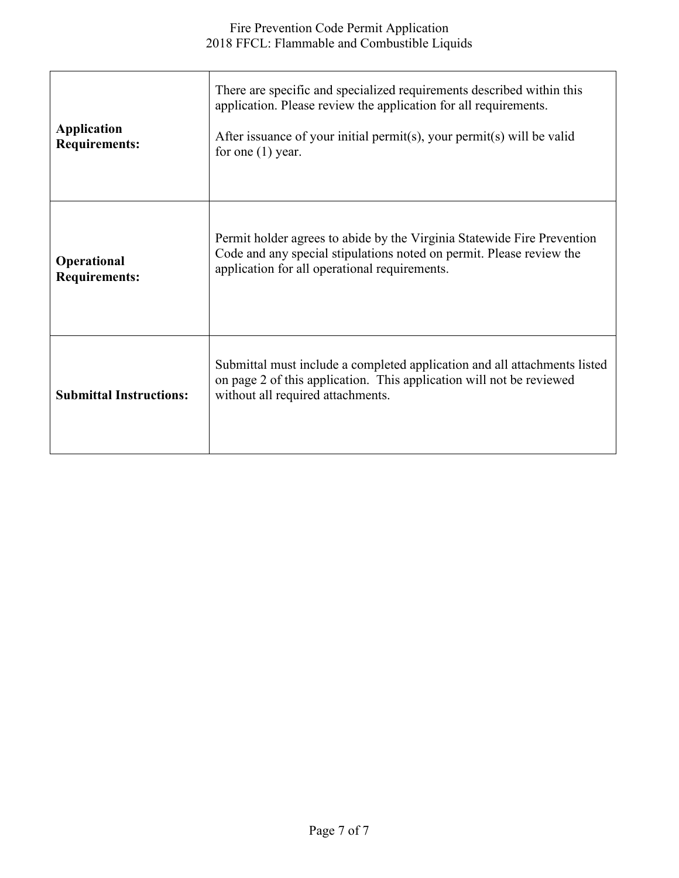| | |
|---|---|
| **Application Requirements:** | There are specific and specialized requirements described within this application. Please review the application for all requirements.<br><br>After issuance of your initial permit(s), your permit(s) will be valid for one (1) year. |
| **Operational Requirements:** | Permit holder agrees to abide by the Virginia Statewide Fire Prevention Code and any special stipulations noted on permit. Please review the application for all operational requirements. |
| **Submittal Instructions:** | Submittal must include a completed application and all attachments listed on page 2 of this application. This application will not be reviewed without all required attachments. |